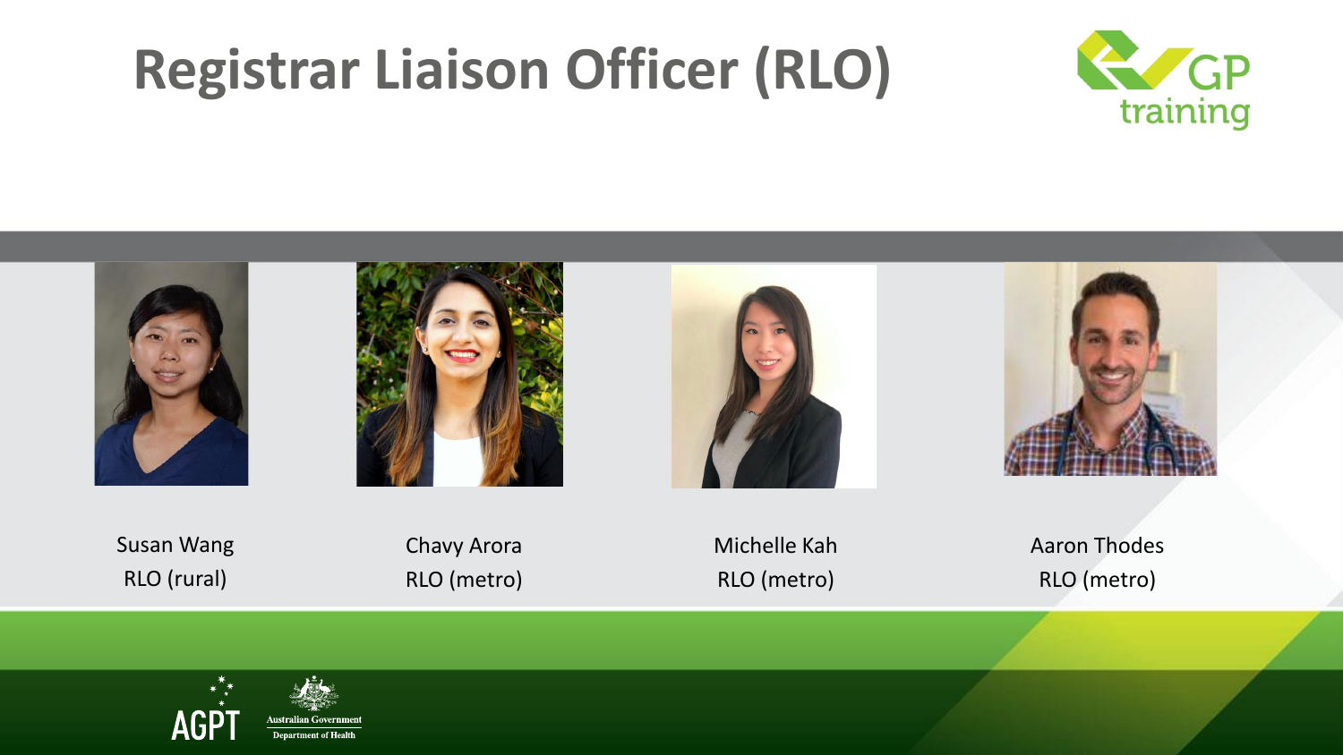# Registrar Liaison Officer (RLO)

Susan Wang
RLO (rural)

Chavy Arora
RLO (metro)

Michelle Kah
RLO (metro)

Aaron Thodes
RLO (metro)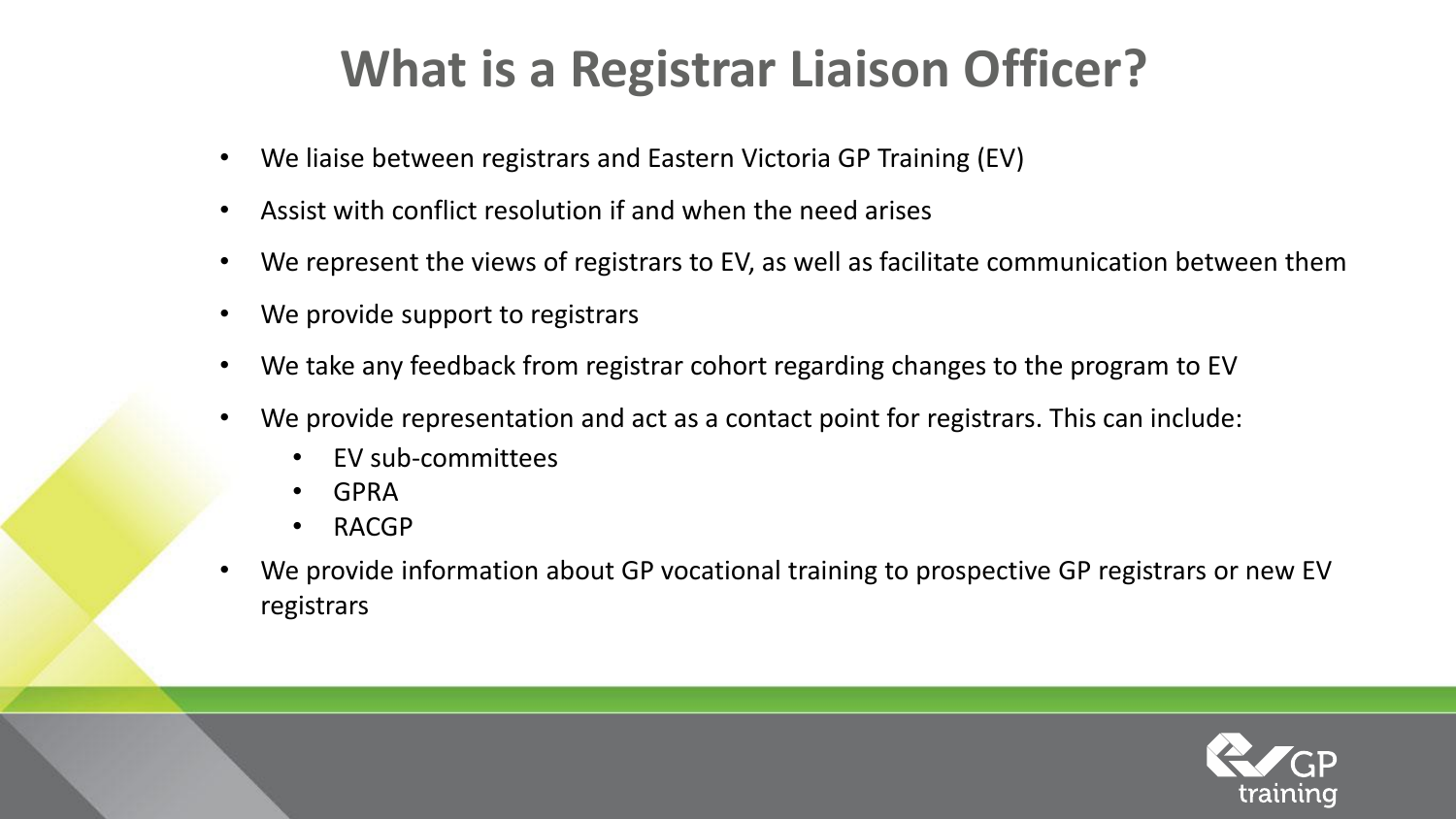# What is a Registrar Liaison Officer?

- We liaise between registrars and Eastern Victoria GP Training (EV)
- Assist with conflict resolution if and when the need arises
- We represent the views of registrars to EV, as well as facilitate communication between them
- We provide support to registrars
- We take any feedback from registrar cohort regarding changes to the program to EV
- We provide representation and act as a contact point for registrars. This can include:
  - EV sub-committees
  - GPRA
  - RACGP
- We provide information about GP vocational training to prospective GP registrars or new EV registrars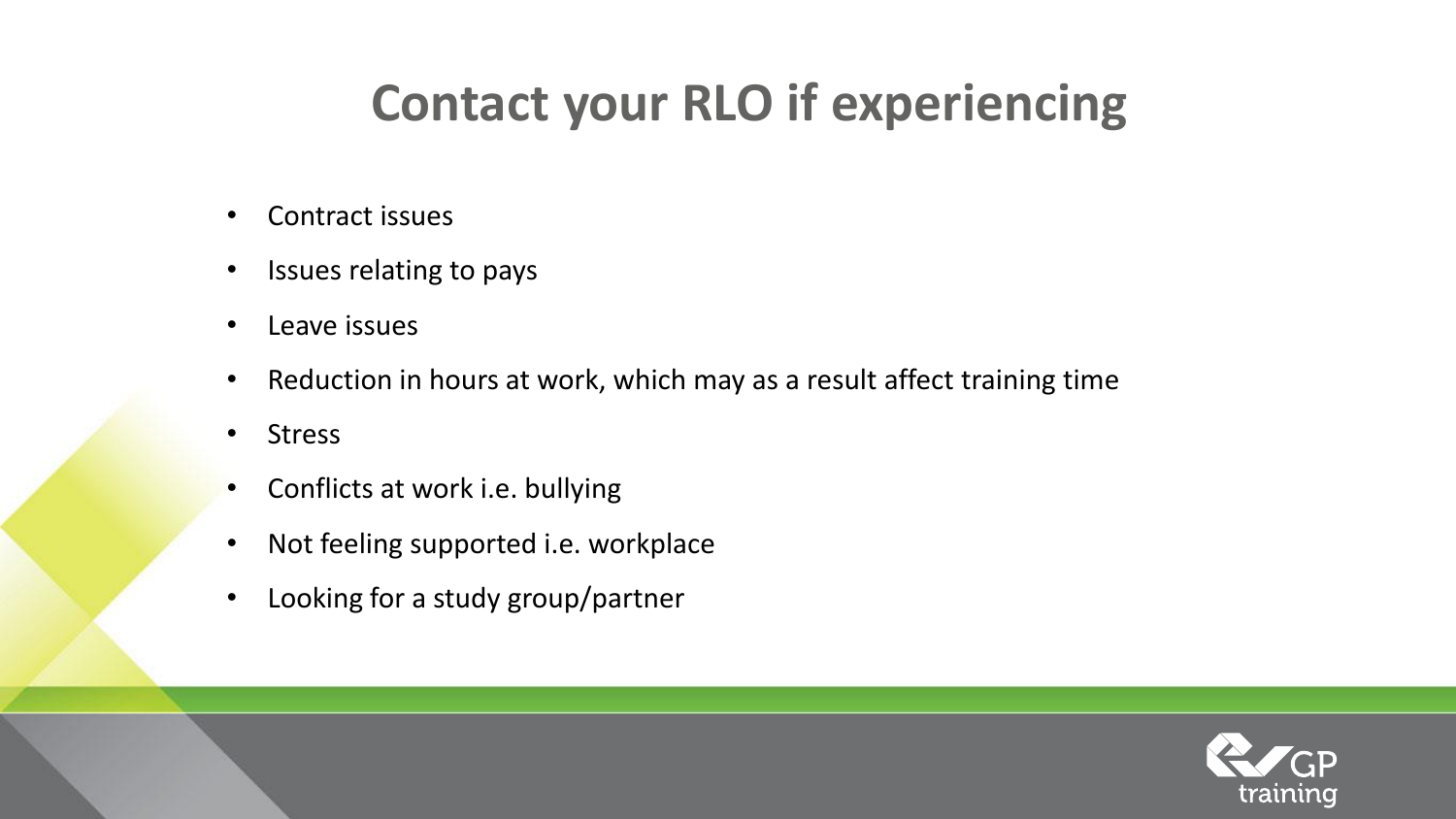# Contact your RLO if experiencing

- Contract issues
- Issues relating to pays
- Leave issues
- Reduction in hours at work, which may as a result affect training time
- Stress
- Conflicts at work i.e. bullying
- Not feeling supported i.e. workplace
- Looking for a study group/partner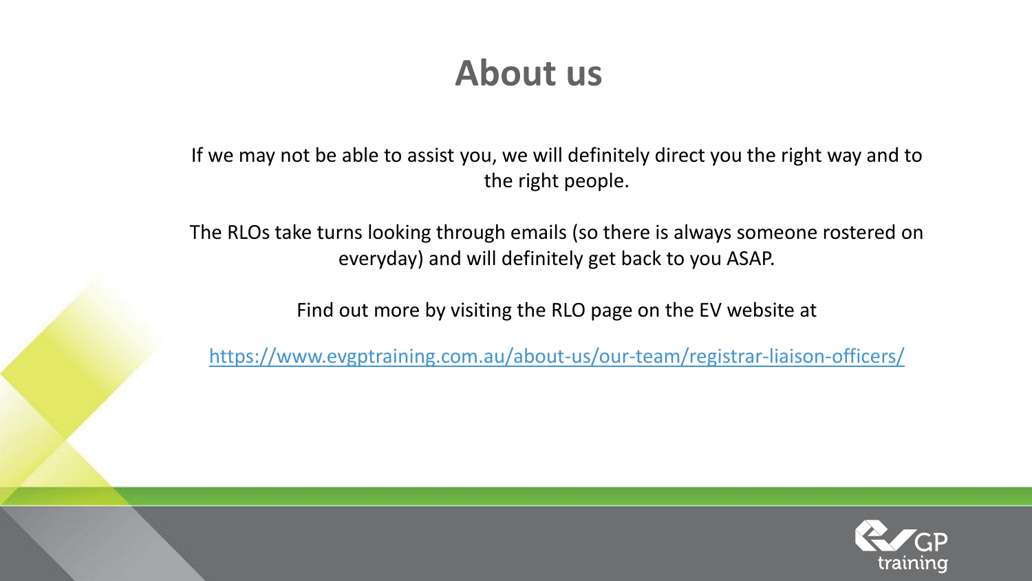# About us

If we may not be able to assist you, we will definitely direct you the right way and to the right people.

The RLOs take turns looking through emails (so there is always someone rostered on everyday) and will definitely get back to you ASAP.

Find out more by visiting the RLO page on the EV website at

https://www.evgptraining.com.au/about-us/our-team/registrar-liaison-officers/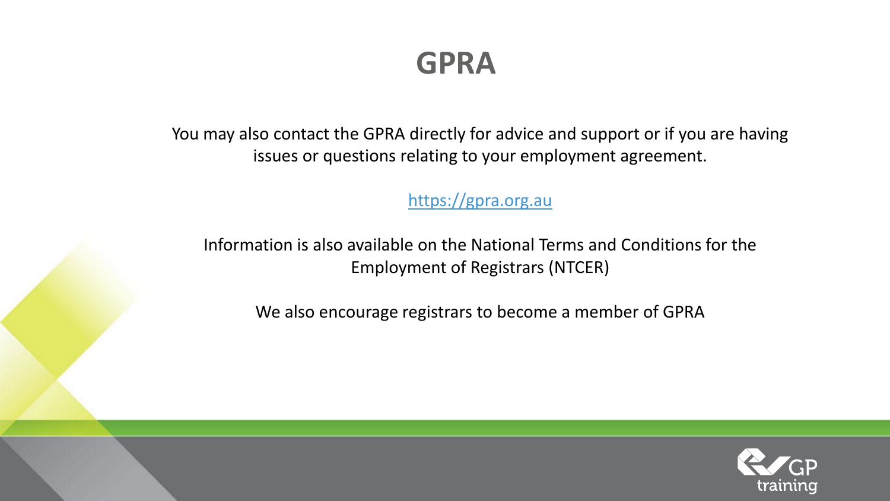# GPRA

You may also contact the GPRA directly for advice and support or if you are having issues or questions relating to your employment agreement.

https://gpra.org.au

Information is also available on the National Terms and Conditions for the Employment of Registrars (NTCER)

We also encourage registrars to become a member of GPRA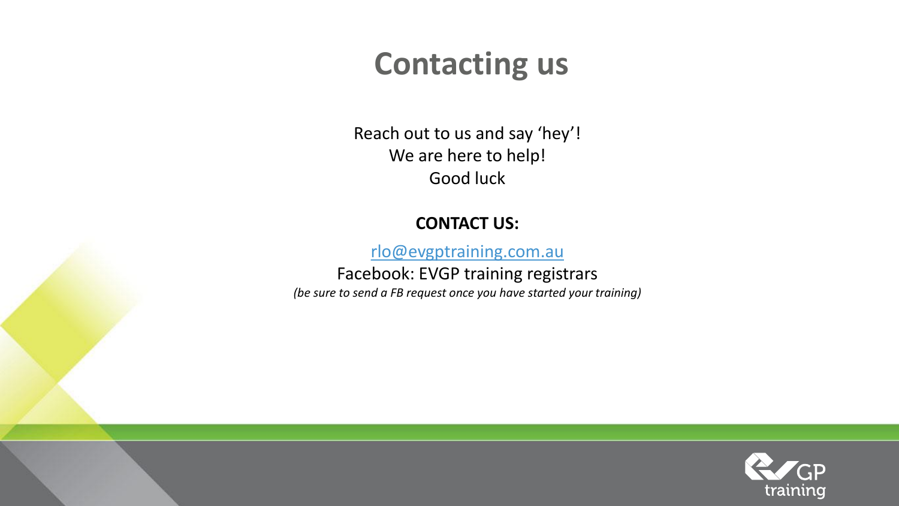# Contacting us

Reach out to us and say ‘hey’!
We are here to help!
Good luck

**CONTACT US:**

rlo@evgptraining.com.au
Facebook: EVGP training registrars
*(be sure to send a FB request once you have started your training)*